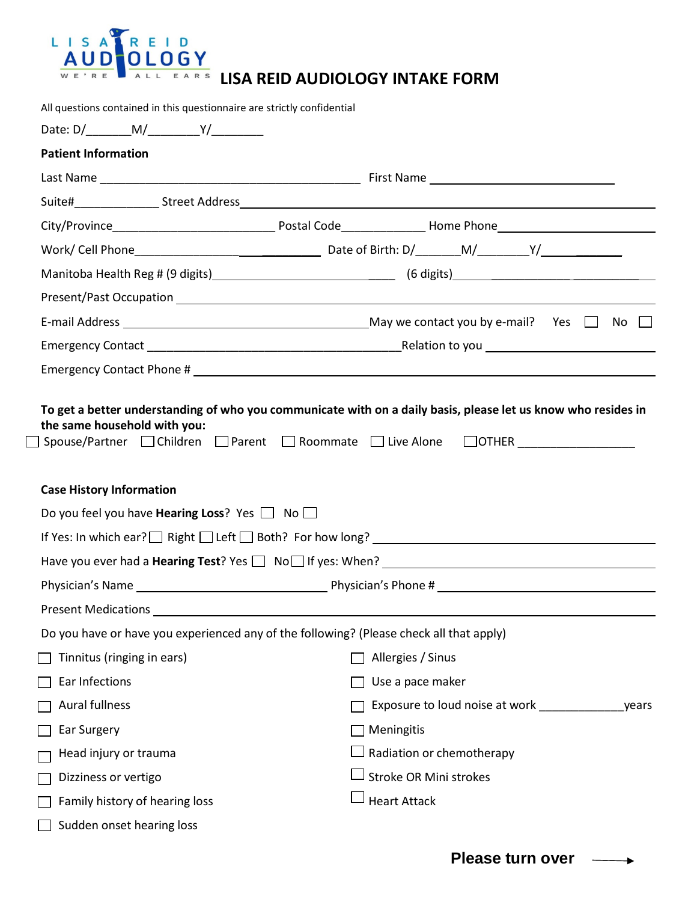# LISA REID AUDIOLOGY INTAKE FORM

All questions contained in this questionnaire are strictly confidential

Date: D/_______M/________Y/________

**Patient Information**

Last Name ___________________________________________ First Name ______________________________

Suite#______________ Street Address ______________________________________________________________________

City/Province_________________________ Postal Code_____________ Home Phone__________________________

Work/ Cell Phone______________________________ Date of Birth: D/_______M/________Y/______________

Manitoba Health Reg # (9 digits)______________________________ (6 digits)__________________________________

Present/Past Occupation ______________________________________________________________________________

E-mail Address ________________________________________ May we contact you by e-mail? Yes ☐ No ☐

Emergency Contact __________________________________________ Relation to you ___________________________

Emergency Contact Phone # ____________________________________________________________________________

**To get a better understanding of who you communicate with on a daily basis, please let us know who resides in the same household with you:**

☐ Spouse/Partner ☐ Children ☐ Parent ☐ Roommate ☐ Live Alone ☐ OTHER __________________

**Case History Information**

Do you feel you have **Hearing Loss**? Yes ☐ No ☐

If Yes: In which ear? ☐ Right ☐ Left ☐ Both? For how long? ______________________________________________

Have you ever had a **Hearing Test**? Yes ☐ No ☐ If yes: When? _____________________________________________

Physician's Name ________________________________ Physician's Phone # ___________________________________

Present Medications _________________________________________________________________________________

Do you have or have you experienced any of the following? (Please check all that apply)

- ☐ Tinnitus (ringing in ears)
- ☐ Ear Infections
- ☐ Aural fullness
- ☐ Ear Surgery
- ☐ Head injury or trauma
- ☐ Dizziness or vertigo
- ☐ Family history of hearing loss
- ☐ Sudden onset hearing loss
- ☐ Allergies / Sinus
- ☐ Use a pace maker
- ☐ Exposure to loud noise at work ______________years
- ☐ Meningitis
- ☐ Radiation or chemotherapy
- ☐ Stroke OR Mini strokes
- ☐ Heart Attack

**Please turn over** ⟶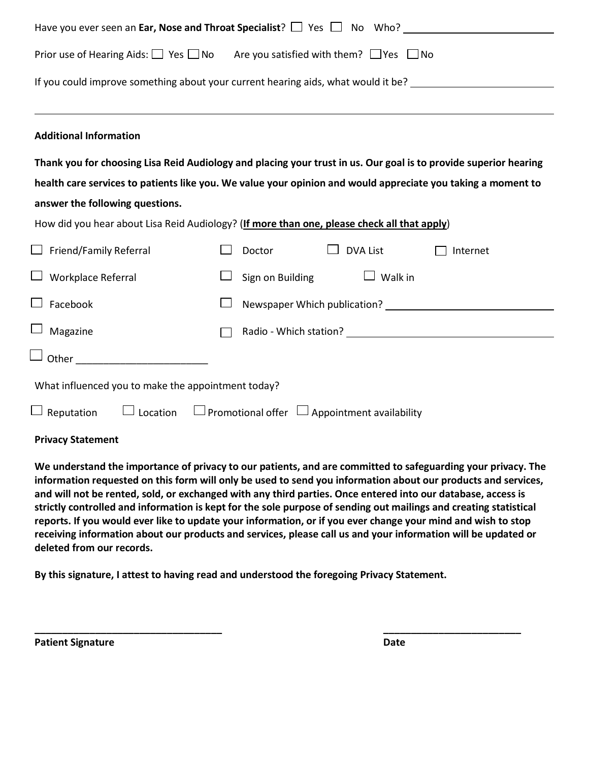Have you ever seen an **Ear, Nose and Throat Specialist**? ☐ Yes ☐ No Who? ______________________

Prior use of Hearing Aids: ☐ Yes ☐ No Are you satisfied with them? ☐ Yes ☐ No

If you could improve something about your current hearing aids, what would it be? ______________________

______________________________________________________________________

**Additional Information**

**Thank you for choosing Lisa Reid Audiology and placing your trust in us. Our goal is to provide superior hearing health care services to patients like you. We value your opinion and would appreciate you taking a moment to answer the following questions.**

How did you hear about Lisa Reid Audiology? (**<u>If more than one, please check all that apply</u>**)

☐ Friend/Family Referral ☐ Doctor ☐ DVA List ☐ Internet

☐ Workplace Referral ☐ Sign on Building ☐ Walk in

☐ Facebook ☐ Newspaper Which publication? ______________________

☐ Magazine ☐ Radio - Which station? ______________________

☐ Other ______________________

What influenced you to make the appointment today?

☐ Reputation ☐ Location ☐ Promotional offer ☐ Appointment availability

**Privacy Statement**

**We understand the importance of privacy to our patients, and are committed to safeguarding your privacy. The information requested on this form will only be used to send you information about our products and services, and will not be rented, sold, or exchanged with any third parties. Once entered into our database, access is strictly controlled and information is kept for the sole purpose of sending out mailings and creating statistical reports. If you would ever like to update your information, or if you ever change your mind and wish to stop receiving information about our products and services, please call us and your information will be updated or deleted from our records.**

**By this signature, I attest to having read and understood the foregoing Privacy Statement.**

______________________________ ______________________

**Patient Signature** **Date**